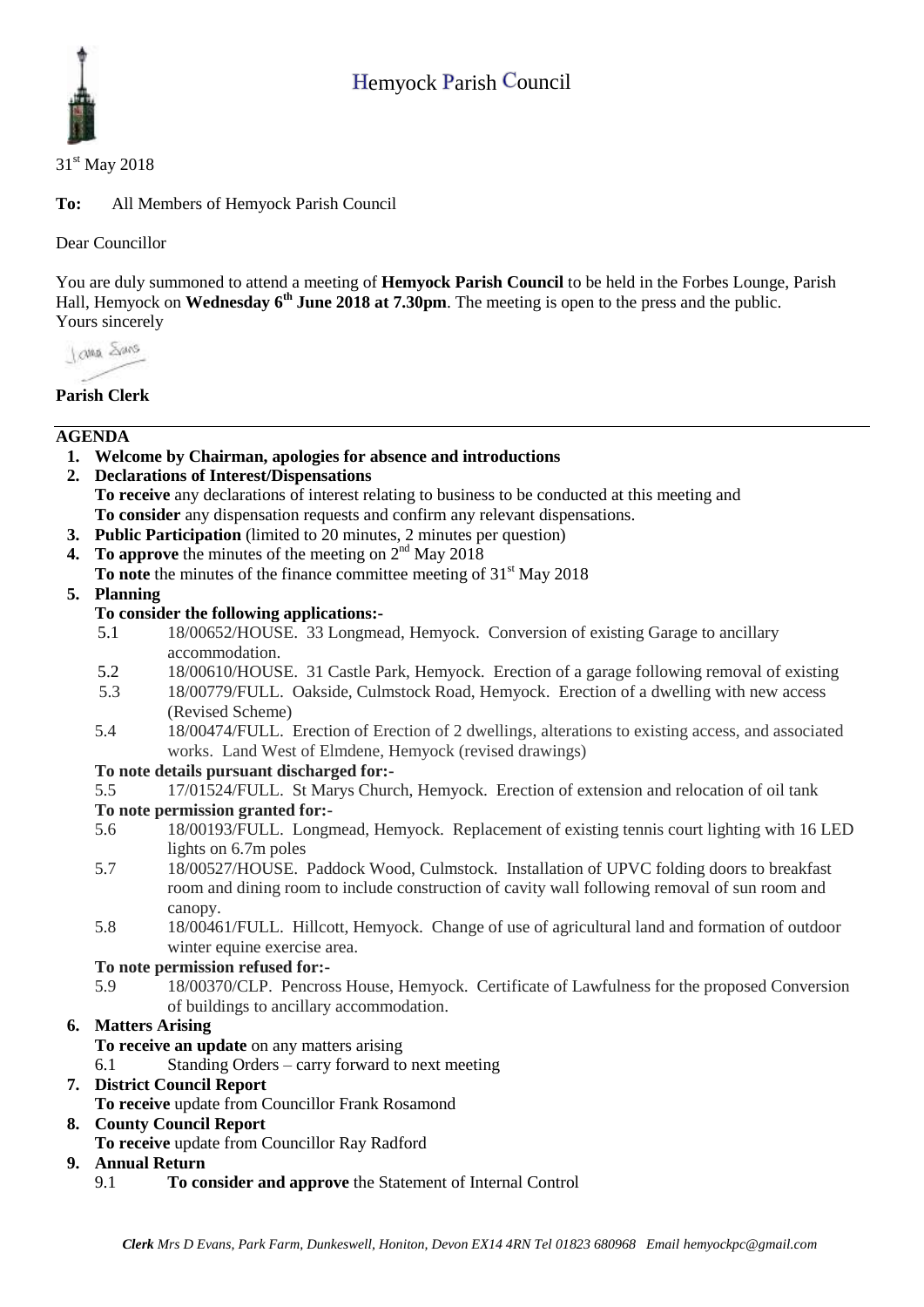# Hemyock Parish Council

31st May 2018

**To:** All Members of Hemyock Parish Council

Dear Councillor

You are duly summoned to attend a meeting of **Hemyock Parish Council** to be held in the Forbes Lounge, Parish Hall, Hemyock on **Wednesday 6th June 2018 at 7.30pm**. The meeting is open to the press and the public.
Yours sincerely

**Parish Clerk**

---

## AGENDA

1. **Welcome by Chairman, apologies for absence and introductions**
2. **Declarations of Interest/Dispensations**
   **To receive** any declarations of interest relating to business to be conducted at this meeting and
   **To consider** any dispensation requests and confirm any relevant dispensations.
3. **Public Participation** (limited to 20 minutes, 2 minutes per question)
4. **To approve** the minutes of the meeting on 2nd May 2018
   **To note** the minutes of the finance committee meeting of 31st May 2018
5. **Planning**
   **To consider the following applications:-**
   - 5.1 18/00652/HOUSE. 33 Longmead, Hemyock. Conversion of existing Garage to ancillary accommodation.
   - 5.2 18/00610/HOUSE. 31 Castle Park, Hemyock. Erection of a garage following removal of existing
   - 5.3 18/00779/FULL. Oakside, Culmstock Road, Hemyock. Erection of a dwelling with new access (Revised Scheme)
   - 5.4 18/00474/FULL. Erection of Erection of 2 dwellings, alterations to existing access, and associated works. Land West of Elmdene, Hemyock (revised drawings)

   **To note details pursuant discharged for:-**
   - 5.5 17/01524/FULL. St Marys Church, Hemyock. Erection of extension and relocation of oil tank

   **To note permission granted for:-**
   - 5.6 18/00193/FULL. Longmead, Hemyock. Replacement of existing tennis court lighting with 16 LED lights on 6.7m poles
   - 5.7 18/00527/HOUSE. Paddock Wood, Culmstock. Installation of UPVC folding doors to breakfast room and dining room to include construction of cavity wall following removal of sun room and canopy.
   - 5.8 18/00461/FULL. Hillcott, Hemyock. Change of use of agricultural land and formation of outdoor winter equine exercise area.

   **To note permission refused for:-**
   - 5.9 18/00370/CLP. Pencross House, Hemyock. Certificate of Lawfulness for the proposed Conversion of buildings to ancillary accommodation.
6. **Matters Arising**
   **To receive an update** on any matters arising
   - 6.1 Standing Orders – carry forward to next meeting
7. **District Council Report**
   **To receive** update from Councillor Frank Rosamond
8. **County Council Report**
   **To receive** update from Councillor Ray Radford
9. **Annual Return**
   - 9.1 **To consider and approve** the Statement of Internal Control

*Clerk Mrs D Evans, Park Farm, Dunkeswell, Honiton, Devon EX14 4RN Tel 01823 680968 Email hemyockpc@gmail.com*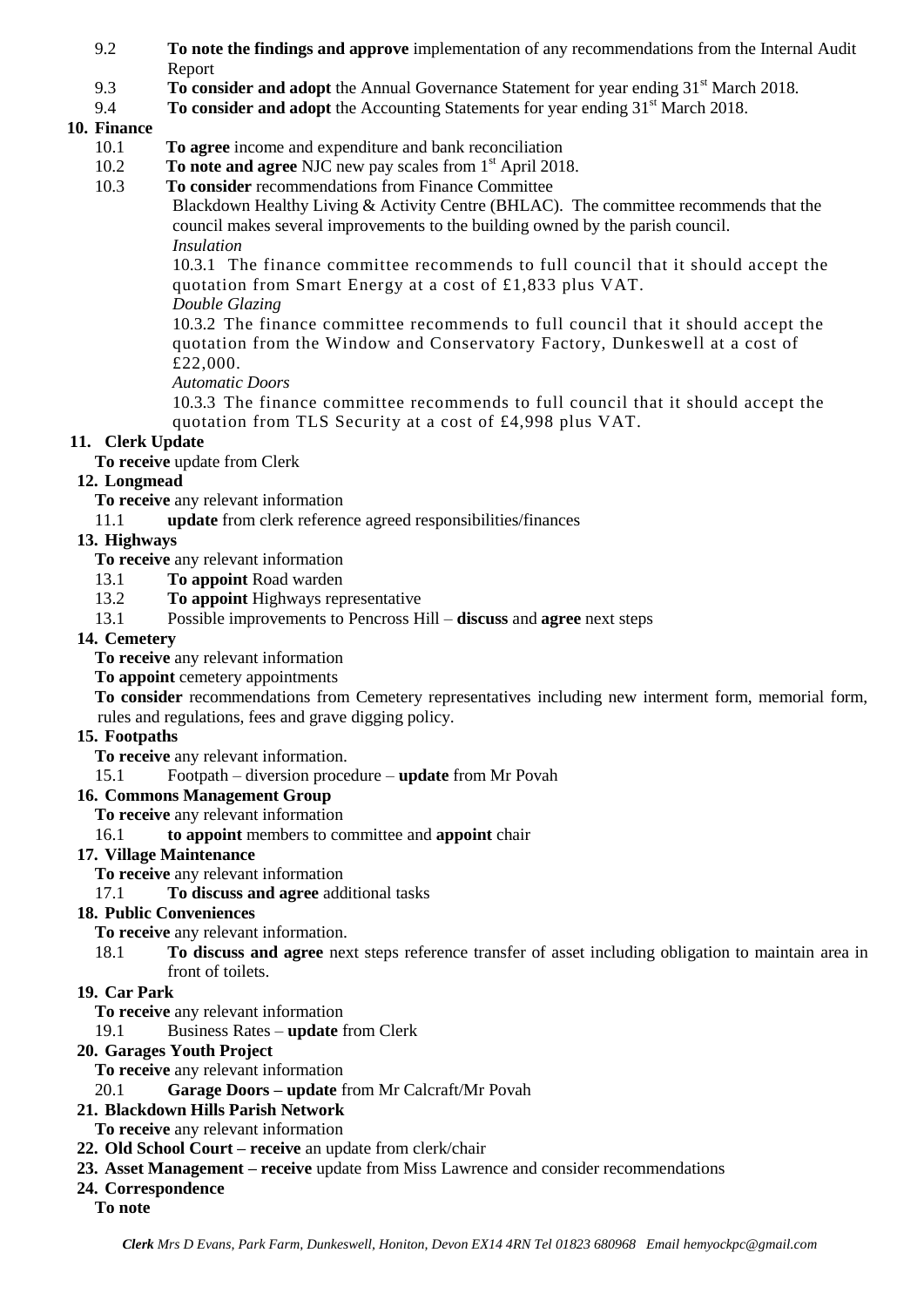9.2 **To note the findings and approve** implementation of any recommendations from the Internal Audit Report

9.3 **To consider and adopt** the Annual Governance Statement for year ending 31st March 2018.

9.4 **To consider and adopt** the Accounting Statements for year ending 31st March 2018.

**10. Finance**

10.1 **To agree** income and expenditure and bank reconciliation

10.2 **To note and agree** NJC new pay scales from 1st April 2018.

10.3 **To consider** recommendations from Finance Committee

Blackdown Healthy Living & Activity Centre (BHLAC). The committee recommends that the council makes several improvements to the building owned by the parish council.

*Insulation*

10.3.1 The finance committee recommends to full council that it should accept the quotation from Smart Energy at a cost of £1,833 plus VAT.

*Double Glazing*

10.3.2 The finance committee recommends to full council that it should accept the quotation from the Window and Conservatory Factory, Dunkeswell at a cost of £22,000.

*Automatic Doors*

10.3.3 The finance committee recommends to full council that it should accept the quotation from TLS Security at a cost of £4,998 plus VAT.

**11. Clerk Update**

**To receive** update from Clerk

**12. Longmead**

**To receive** any relevant information

11.1 **update** from clerk reference agreed responsibilities/finances

**13. Highways**

**To receive** any relevant information

13.1 **To appoint** Road warden

13.2 **To appoint** Highways representative

13.1 Possible improvements to Pencross Hill – **discuss** and **agree** next steps

**14. Cemetery**

**To receive** any relevant information

**To appoint** cemetery appointments

**To consider** recommendations from Cemetery representatives including new interment form, memorial form, rules and regulations, fees and grave digging policy.

**15. Footpaths**

**To receive** any relevant information.

15.1 Footpath – diversion procedure – **update** from Mr Povah

**16. Commons Management Group**

**To receive** any relevant information

16.1 **to appoint** members to committee and **appoint** chair

**17. Village Maintenance**

**To receive** any relevant information

17.1 **To discuss and agree** additional tasks

**18. Public Conveniences**

**To receive** any relevant information.

18.1 **To discuss and agree** next steps reference transfer of asset including obligation to maintain area in front of toilets.

**19. Car Park**

**To receive** any relevant information

19.1 Business Rates – **update** from Clerk

**20. Garages Youth Project**

**To receive** any relevant information

20.1 **Garage Doors – update** from Mr Calcraft/Mr Povah

**21. Blackdown Hills Parish Network**

**To receive** any relevant information

**22. Old School Court – receive** an update from clerk/chair

**23. Asset Management – receive** update from Miss Lawrence and consider recommendations

**24. Correspondence**

**To note**

***Clerk** Mrs D Evans, Park Farm, Dunkeswell, Honiton, Devon EX14 4RN Tel 01823 680968 Email hemyockpc@gmail.com*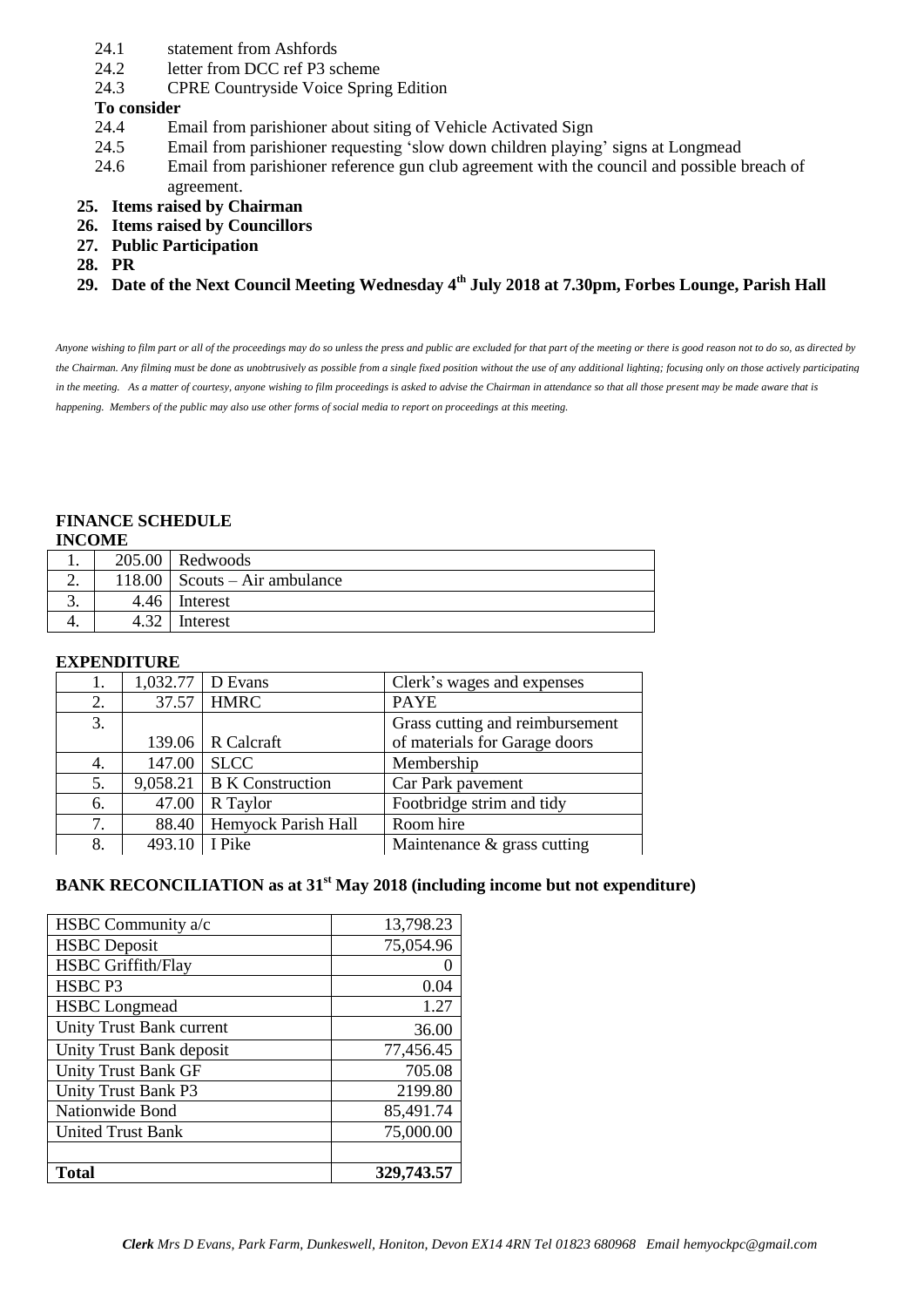24.1 statement from Ashfords
24.2 letter from DCC ref P3 scheme
24.3 CPRE Countryside Voice Spring Edition

**To consider**

24.4 Email from parishioner about siting of Vehicle Activated Sign
24.5 Email from parishioner requesting 'slow down children playing' signs at Longmead
24.6 Email from parishioner reference gun club agreement with the council and possible breach of agreement.

**25. Items raised by Chairman**

**26. Items raised by Councillors**

**27. Public Participation**

**28. PR**

**29. Date of the Next Council Meeting Wednesday 4th July 2018 at 7.30pm, Forbes Lounge, Parish Hall**

*Anyone wishing to film part or all of the proceedings may do so unless the press and public are excluded for that part of the meeting or there is good reason not to do so, as directed by the Chairman. Any filming must be done as unobtrusively as possible from a single fixed position without the use of any additional lighting; focusing only on those actively participating in the meeting. As a matter of courtesy, anyone wishing to film proceedings is asked to advise the Chairman in attendance so that all those present may be made aware that is happening. Members of the public may also use other forms of social media to report on proceedings at this meeting.*

**FINANCE SCHEDULE**

**INCOME**

| | | |
|---|---|---|
| 1. | 205.00 | Redwoods |
| 2. | 118.00 | Scouts – Air ambulance |
| 3. | 4.46 | Interest |
| 4. | 4.32 | Interest |

**EXPENDITURE**

| | | | |
|---|---|---|---|
| 1. | 1,032.77 | D Evans | Clerk's wages and expenses |
| 2. | 37.57 | HMRC | PAYE |
| 3. | 139.06 | R Calcraft | Grass cutting and reimbursement of materials for Garage doors |
| 4. | 147.00 | SLCC | Membership |
| 5. | 9,058.21 | B K Construction | Car Park pavement |
| 6. | 47.00 | R Taylor | Footbridge strim and tidy |
| 7. | 88.40 | Hemyock Parish Hall | Room hire |
| 8. | 493.10 | I Pike | Maintenance & grass cutting |

**BANK RECONCILIATION as at 31st May 2018 (including income but not expenditure)**

| | |
|---|---|
| HSBC Community a/c | 13,798.23 |
| HSBC Deposit | 75,054.96 |
| HSBC Griffith/Flay | 0 |
| HSBC P3 | 0.04 |
| HSBC Longmead | 1.27 |
| Unity Trust Bank current | 36.00 |
| Unity Trust Bank deposit | 77,456.45 |
| Unity Trust Bank GF | 705.08 |
| Unity Trust Bank P3 | 2199.80 |
| Nationwide Bond | 85,491.74 |
| United Trust Bank | 75,000.00 |
| | |
| **Total** | **329,743.57** |

***Clerk** Mrs D Evans, Park Farm, Dunkeswell, Honiton, Devon EX14 4RN Tel 01823 680968 Email hemyockpc@gmail.com*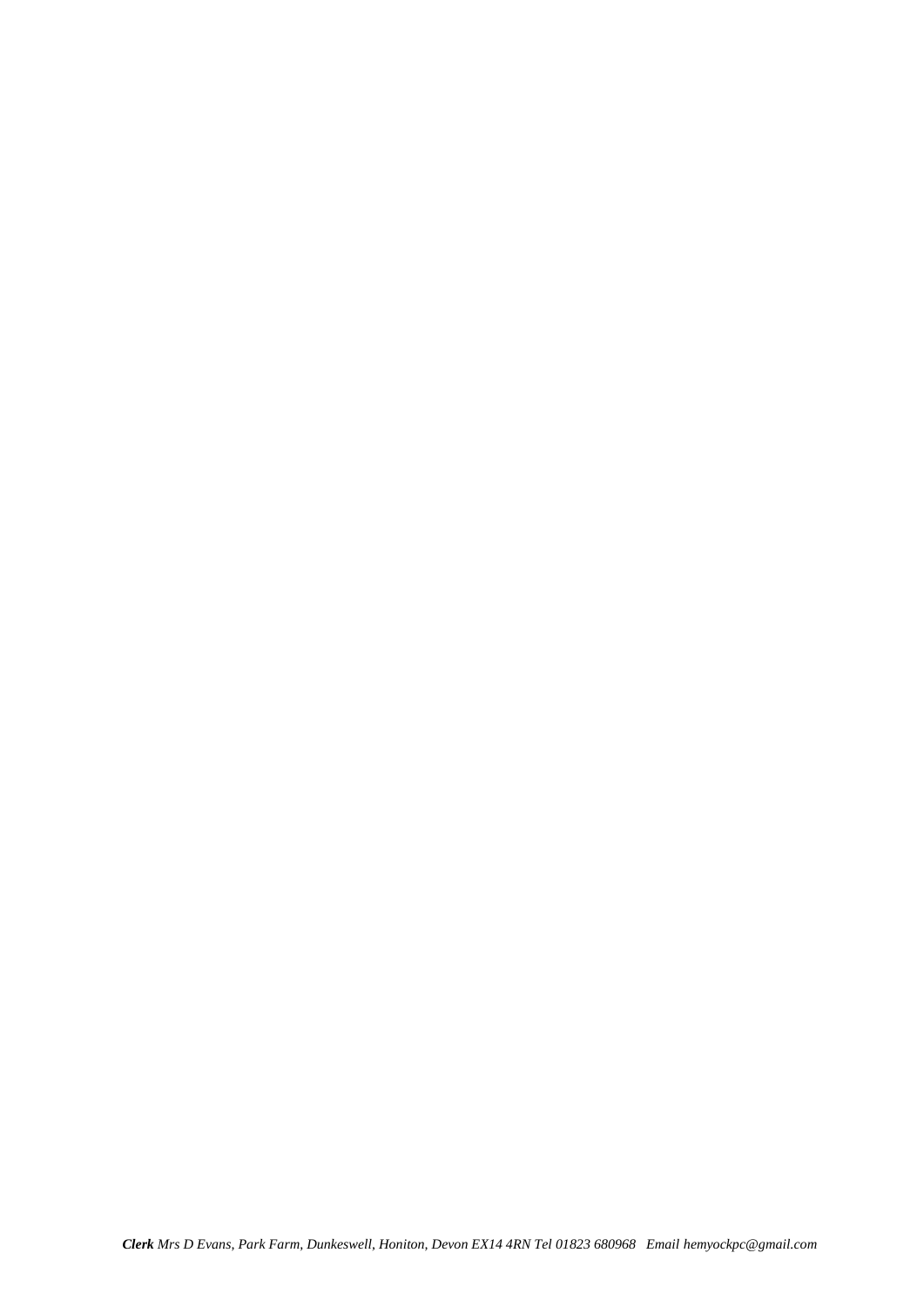***Clerk*** *Mrs D Evans, Park Farm, Dunkeswell, Honiton, Devon EX14 4RN Tel 01823 680968 Email hemyockpc@gmail.com*